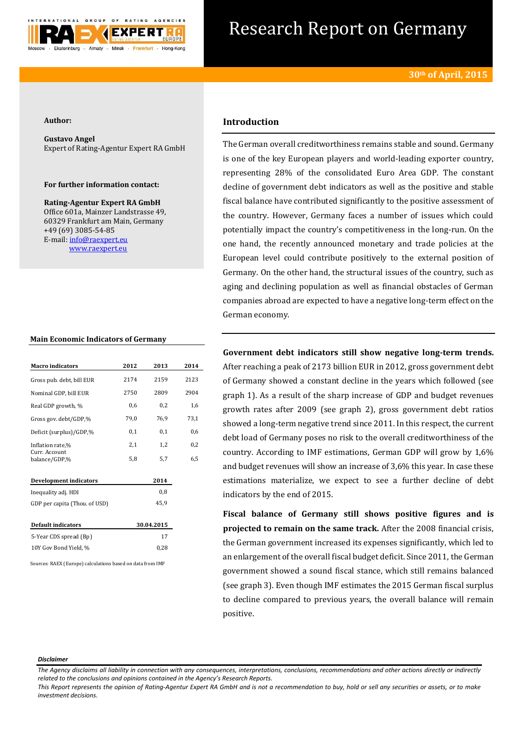# Research Report on Germany

**30th of April, 2015**

**Author:**

**Gustavo Angel**
Expert of Rating-Agentur Expert RA GmbH

**For further information contact:**

**Rating-Agentur Expert RA GmbH**
Office 601a, Mainzer Landstrasse 49,
60329 Frankfurt am Main, Germany
+49 (69) 3085-54-85
E-mail: info@raexpert.eu
www.raexpert.eu

## Introduction

The German overall creditworthiness remains stable and sound. Germany is one of the key European players and world-leading exporter country, representing 28% of the consolidated Euro Area GDP. The constant decline of government debt indicators as well as the positive and stable fiscal balance have contributed significantly to the positive assessment of the country. However, Germany faces a number of issues which could potentially impact the country's competitiveness in the long-run. On the one hand, the recently announced monetary and trade policies at the European level could contribute positively to the external position of Germany. On the other hand, the structural issues of the country, such as aging and declining population as well as financial obstacles of German companies abroad are expected to have a negative long-term effect on the German economy.

### Main Economic Indicators of Germany

| Macro indicators | 2012 | 2013 | 2014 |
|---|---|---|---|
| Gross pub. debt, bill EUR | 2174 | 2159 | 2123 |
| Nominal GDP, bill EUR | 2750 | 2809 | 2904 |
| Real GDP growth, % | 0,6 | 0,2 | 1,6 |
| Gross gov. debt/GDP,% | 79,0 | 76,9 | 73,1 |
| Deficit (surplus)/GDP,% | 0,1 | 0,1 | 0,6 |
| Inflation rate,% | 2,1 | 1,2 | 0,2 |
| Curr. Account balance/GDP,% | 5,8 | 5,7 | 6,5 |

| Development indicators | 2014 |
|---|---|
| Inequality adj. HDI | 0,8 |
| GDP per capita (Thou. of USD) | 45,9 |

| Default indicators | 30.04.2015 |
|---|---|
| 5-Year CDS spread (Bp) | 17 |
| 10Y Gov Bond Yield, % | 0,28 |

Sources: RAEX (Europe) calculations based on data from IMF

**Government debt indicators still show negative long-term trends.** After reaching a peak of 2173 billion EUR in 2012, gross government debt of Germany showed a constant decline in the years which followed (see graph 1). As a result of the sharp increase of GDP and budget revenues growth rates after 2009 (see graph 2), gross government debt ratios showed a long-term negative trend since 2011. In this respect, the current debt load of Germany poses no risk to the overall creditworthiness of the country. According to IMF estimations, German GDP will grow by 1,6% and budget revenues will show an increase of 3,6% this year. In case these estimations materialize, we expect to see a further decline of debt indicators by the end of 2015.

**Fiscal balance of Germany still shows positive figures and is projected to remain on the same track.** After the 2008 financial crisis, the German government increased its expenses significantly, which led to an enlargement of the overall fiscal budget deficit. Since 2011, the German government showed a sound fiscal stance, which still remains balanced (see graph 3). Even though IMF estimates the 2015 German fiscal surplus to decline compared to previous years, the overall balance will remain positive.

***Disclaimer***

*The Agency disclaims all liability in connection with any consequences, interpretations, conclusions, recommendations and other actions directly or indirectly related to the conclusions and opinions contained in the Agency's Research Reports.*
*This Report represents the opinion of Rating-Agentur Expert RA GmbH and is not a recommendation to buy, hold or sell any securities or assets, or to make investment decisions.*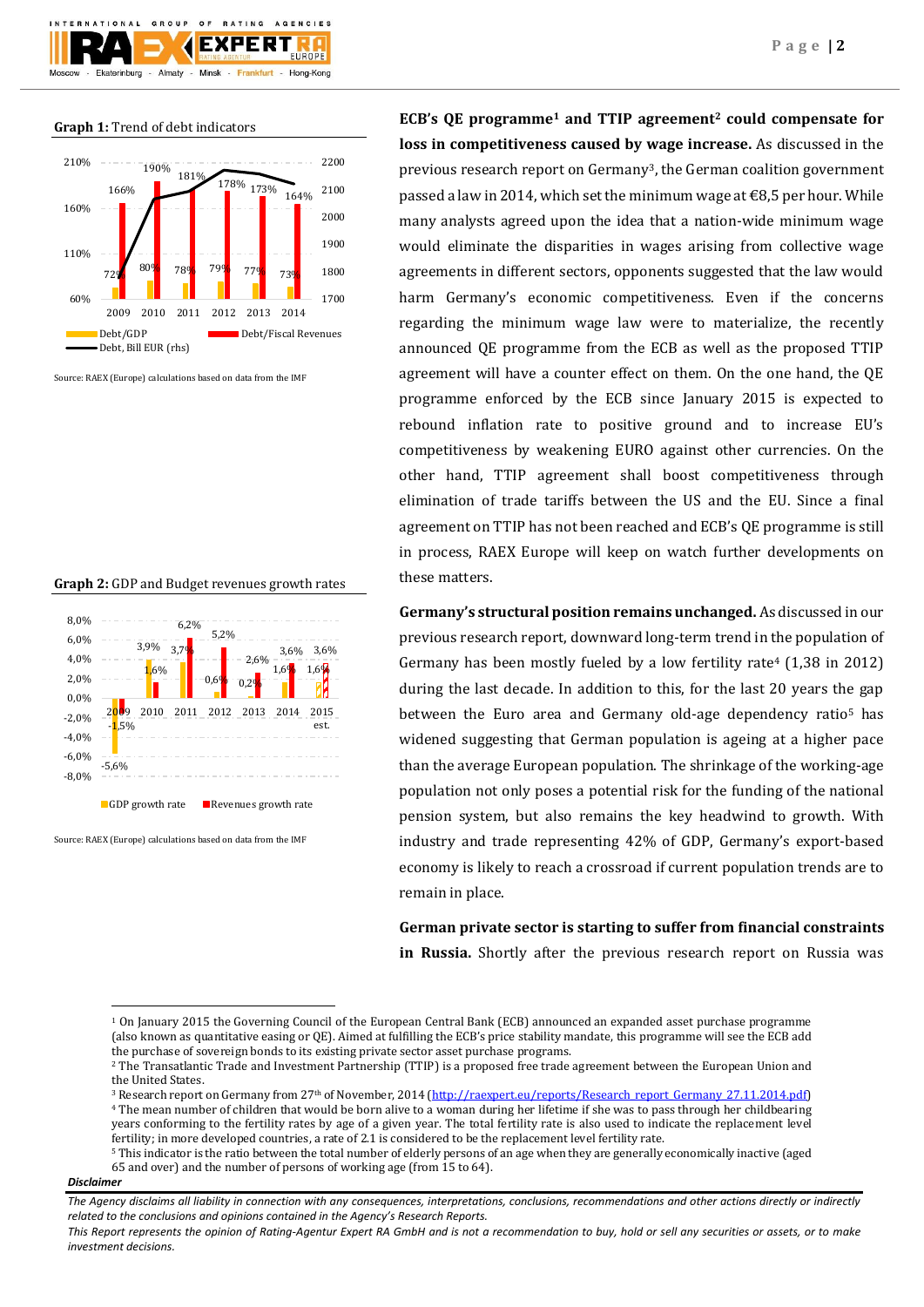**Graph 1:** Trend of debt indicators

| | 2009 | 2010 | 2011 | 2012 | 2013 | 2014 |
|---|---|---|---|---|---|---|
| Debt/GDP | 72% | 80% | 78% | 79% | 77% | 73% |
| Debt/Fiscal Revenues | 166% | 190% | 181% | 178% | 173% | 164% |

Debt, Bill EUR (rhs)

Source: RAEX (Europe) calculations based on data from the IMF

**Graph 2:** GDP and Budget revenues growth rates

| | 2009 | 2010 | 2011 | 2012 | 2013 | 2014 | 2015 est. |
|---|---|---|---|---|---|---|---|
| GDP growth rate | -5,6% | 3,9% | 3,7% | 0,6% | 0,2% | 1,6% | 1,6% |
| Revenues growth rate | -1,5% | 1,6% | 6,2% | 5,2% | 2,6% | 3,6% | 3,6% |

Source: RAEX (Europe) calculations based on data from the IMF

**ECB's QE programme[1] and TTIP agreement[2] could compensate for loss in competitiveness caused by wage increase.** As discussed in the previous research report on Germany[3], the German coalition government passed a law in 2014, which set the minimum wage at €8,5 per hour. While many analysts agreed upon the idea that a nation-wide minimum wage would eliminate the disparities in wages arising from collective wage agreements in different sectors, opponents suggested that the law would harm Germany's economic competitiveness. Even if the concerns regarding the minimum wage law were to materialize, the recently announced QE programme from the ECB as well as the proposed TTIP agreement will have a counter effect on them. On the one hand, the QE programme enforced by the ECB since January 2015 is expected to rebound inflation rate to positive ground and to increase EU's competitiveness by weakening EURO against other currencies. On the other hand, TTIP agreement shall boost competitiveness through elimination of trade tariffs between the US and the EU. Since a final agreement on TTIP has not been reached and ECB's QE programme is still in process, RAEX Europe will keep on watch further developments on these matters.

**Germany's structural position remains unchanged.** As discussed in our previous research report, downward long-term trend in the population of Germany has been mostly fueled by a low fertility rate[4] (1,38 in 2012) during the last decade. In addition to this, for the last 20 years the gap between the Euro area and Germany old-age dependency ratio[5] has widened suggesting that German population is ageing at a higher pace than the average European population. The shrinkage of the working-age population not only poses a potential risk for the funding of the national pension system, but also remains the key headwind to growth. With industry and trade representing 42% of GDP, Germany's export-based economy is likely to reach a crossroad if current population trends are to remain in place.

**German private sector is starting to suffer from financial constraints in Russia.** Shortly after the previous research report on Russia was

---

[1] On January 2015 the Governing Council of the European Central Bank (ECB) announced an expanded asset purchase programme (also known as quantitative easing or QE). Aimed at fulfilling the ECB's price stability mandate, this programme will see the ECB add the purchase of sovereign bonds to its existing private sector asset purchase programs.

[2] The Transatlantic Trade and Investment Partnership (TTIP) is a proposed free trade agreement between the European Union and the United States.

[3] Research report on Germany from 27th of November, 2014 (http://raexpert.eu/reports/Research_report_Germany_27.11.2014.pdf)

[4] The mean number of children that would be born alive to a woman during her lifetime if she was to pass through her childbearing years conforming to the fertility rates by age of a given year. The total fertility rate is also used to indicate the replacement level fertility; in more developed countries, a rate of 2.1 is considered to be the replacement level fertility rate.

[5] This indicator is the ratio between the total number of elderly persons of an age when they are generally economically inactive (aged 65 and over) and the number of persons of working age (from 15 to 64).

***Disclaimer***

*The Agency disclaims all liability in connection with any consequences, interpretations, conclusions, recommendations and other actions directly or indirectly related to the conclusions and opinions contained in the Agency's Research Reports.*

*This Report represents the opinion of Rating-Agentur Expert RA GmbH and is not a recommendation to buy, hold or sell any securities or assets, or to make investment decisions.*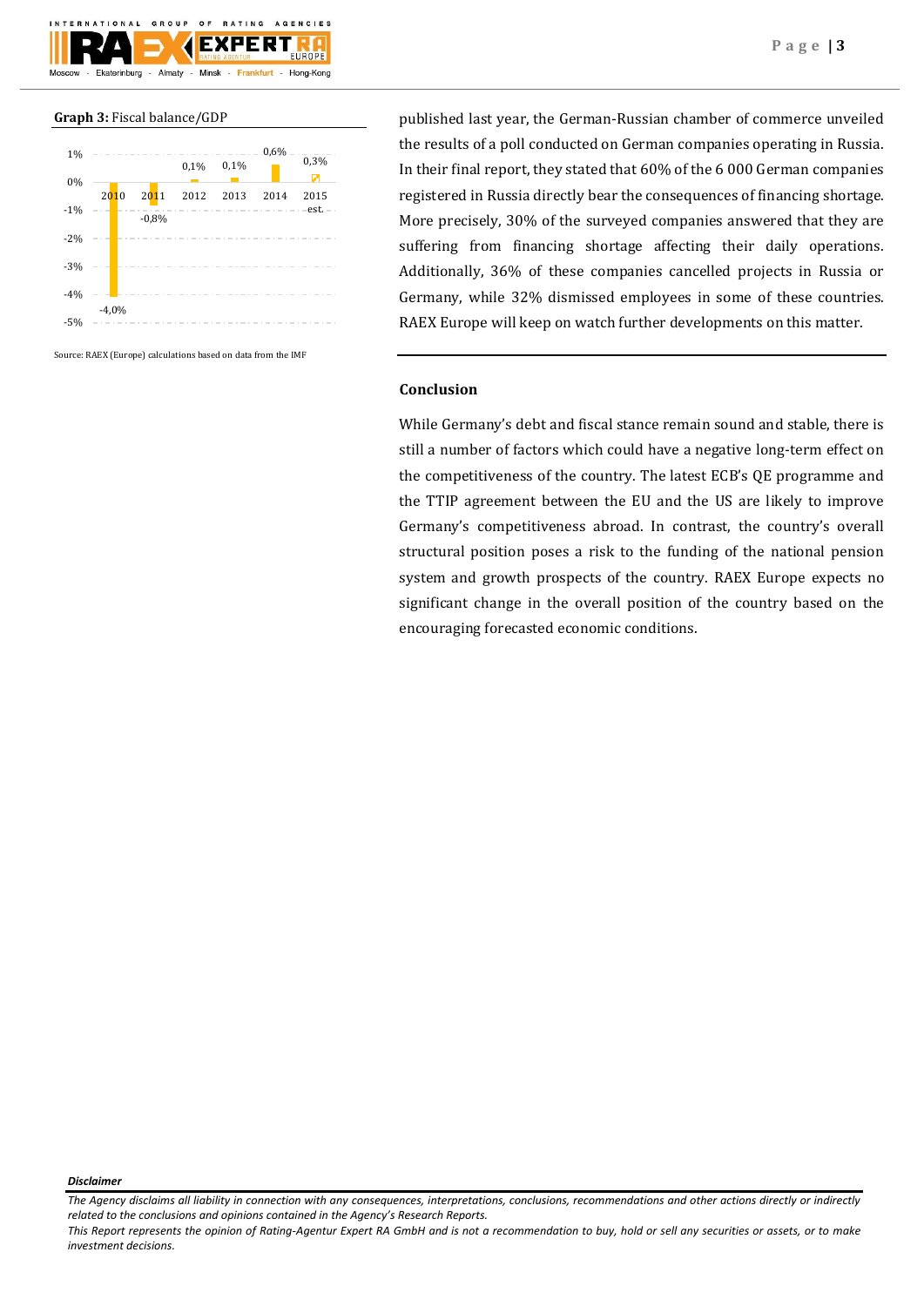**Graph 3:** Fiscal balance/GDP

1%
0%
-1%
-2%
-3%
-4%
-5%

2010 2011 2012 2013 2014 2015 est.

-4,0%
-0,8%
0,1%
0,1%
0,6%
0,3%

Source: RAEX (Europe) calculations based on data from the IMF

published last year, the German-Russian chamber of commerce unveiled the results of a poll conducted on German companies operating in Russia. In their final report, they stated that 60% of the 6 000 German companies registered in Russia directly bear the consequences of financing shortage. More precisely, 30% of the surveyed companies answered that they are suffering from financing shortage affecting their daily operations. Additionally, 36% of these companies cancelled projects in Russia or Germany, while 32% dismissed employees in some of these countries. RAEX Europe will keep on watch further developments on this matter.

**Conclusion**

While Germany's debt and fiscal stance remain sound and stable, there is still a number of factors which could have a negative long-term effect on the competitiveness of the country. The latest ECB's QE programme and the TTIP agreement between the EU and the US are likely to improve Germany's competitiveness abroad. In contrast, the country's overall structural position poses a risk to the funding of the national pension system and growth prospects of the country. RAEX Europe expects no significant change in the overall position of the country based on the encouraging forecasted economic conditions.

***Disclaimer***

*The Agency disclaims all liability in connection with any consequences, interpretations, conclusions, recommendations and other actions directly or indirectly related to the conclusions and opinions contained in the Agency's Research Reports.*

*This Report represents the opinion of Rating-Agentur Expert RA GmbH and is not a recommendation to buy, hold or sell any securities or assets, or to make investment decisions.*